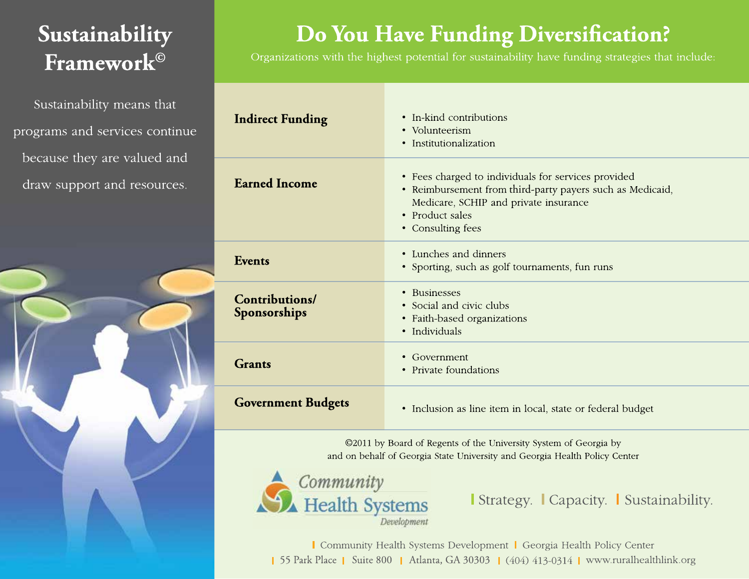# Sustainability Framework©

Sustainability means that programs and services continue because they are valued and draw support and resources.

# Do You Have Funding Diversification?

Organizations with the highest potential for sustainability have funding strategies that include:

| | |
|---|---|
| **Indirect Funding** | • In-kind contributions<br>• Volunteerism<br>• Institutionalization |
| **Earned Income** | • Fees charged to individuals for services provided<br>• Reimbursement from third-party payers such as Medicaid, Medicare, SCHIP and private insurance<br>• Product sales<br>• Consulting fees |
| **Events** | • Lunches and dinners<br>• Sporting, such as golf tournaments, fun runs |
| **Contributions/ Sponsorships** | • Businesses<br>• Social and civic clubs<br>• Faith-based organizations<br>• Individuals |
| **Grants** | • Government<br>• Private foundations |
| **Government Budgets** | • Inclusion as line item in local, state or federal budget |

©2011 by Board of Regents of the University System of Georgia by and on behalf of Georgia State University and Georgia Health Policy Center

Community Health Systems Development

Strategy. Capacity. Sustainability.

Community Health Systems Development | Georgia Health Policy Center
| 55 Park Place | Suite 800 | Atlanta, GA 30303 | (404) 413-0314 | www.ruralhealthlink.org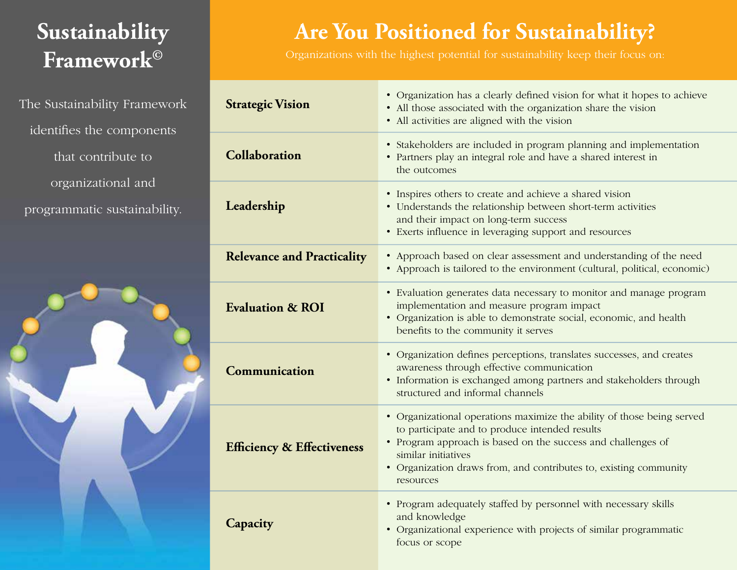# Sustainability Framework©

The Sustainability Framework identifies the components that contribute to organizational and programmatic sustainability.

# Are You Positioned for Sustainability?

Organizations with the highest potential for sustainability keep their focus on:

| | |
|---|---|
| **Strategic Vision** | • Organization has a clearly defined vision for what it hopes to achieve<br>• All those associated with the organization share the vision<br>• All activities are aligned with the vision |
| **Collaboration** | • Stakeholders are included in program planning and implementation<br>• Partners play an integral role and have a shared interest in the outcomes |
| **Leadership** | • Inspires others to create and achieve a shared vision<br>• Understands the relationship between short-term activities and their impact on long-term success<br>• Exerts influence in leveraging support and resources |
| **Relevance and Practicality** | • Approach based on clear assessment and understanding of the need<br>• Approach is tailored to the environment (cultural, political, economic) |
| **Evaluation & ROI** | • Evaluation generates data necessary to monitor and manage program implementation and measure program impact<br>• Organization is able to demonstrate social, economic, and health benefits to the community it serves |
| **Communication** | • Organization defines perceptions, translates successes, and creates awareness through effective communication<br>• Information is exchanged among partners and stakeholders through structured and informal channels |
| **Efficiency & Effectiveness** | • Organizational operations maximize the ability of those being served to participate and to produce intended results<br>• Program approach is based on the success and challenges of similar initiatives<br>• Organization draws from, and contributes to, existing community resources |
| **Capacity** | • Program adequately staffed by personnel with necessary skills and knowledge<br>• Organizational experience with projects of similar programmatic focus or scope |